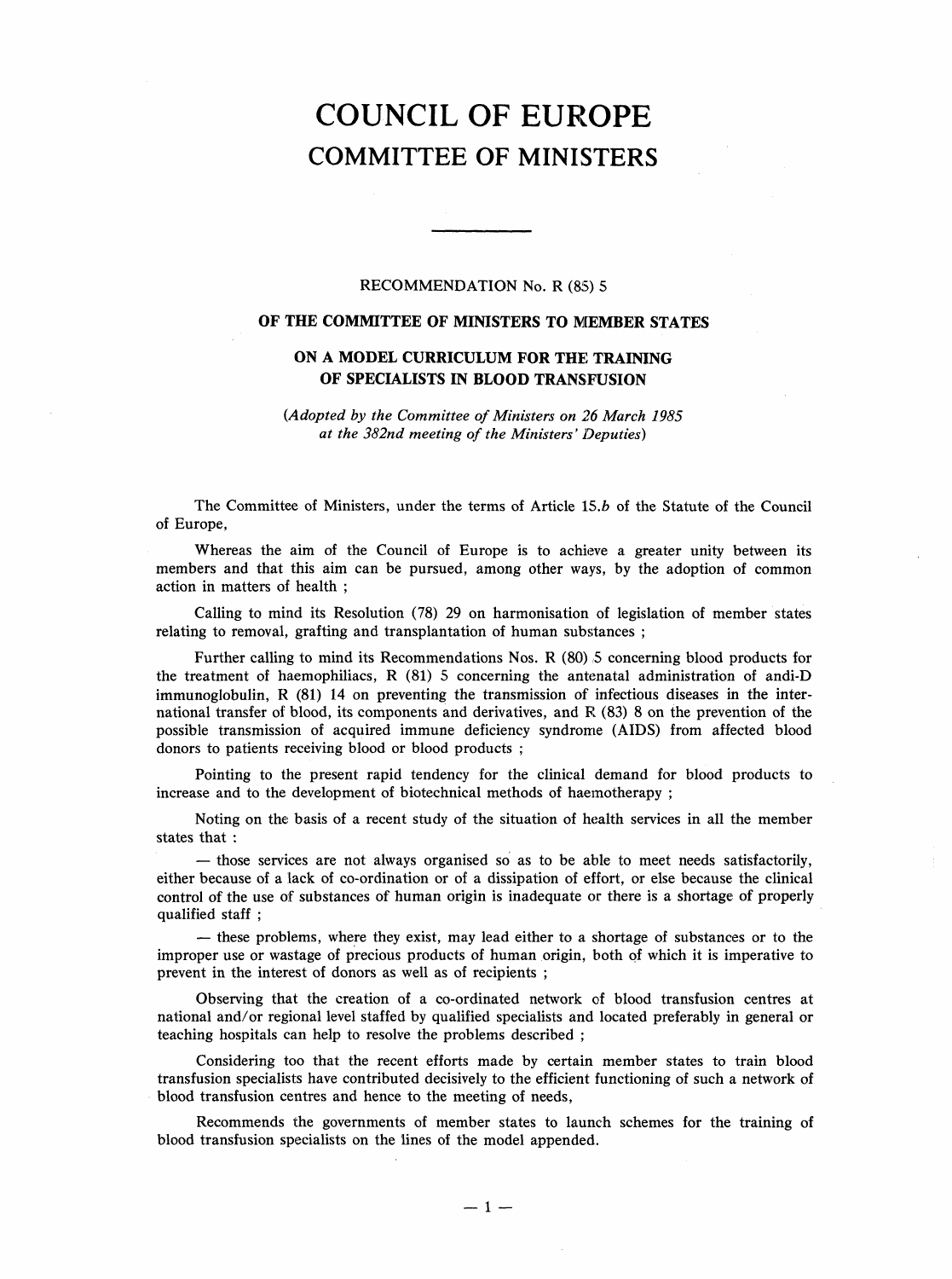# COUNCIL OF EUROPE
## COMMITTEE OF MINISTERS

---

RECOMMENDATION No. R (85) 5

### OF THE COMMITTEE OF MINISTERS TO MEMBER STATES

### ON A MODEL CURRICULUM FOR THE TRAINING OF SPECIALISTS IN BLOOD TRANSFUSION

*(Adopted by the Committee of Ministers on 26 March 1985 at the 382nd meeting of the Ministers' Deputies)*

The Committee of Ministers, under the terms of Article 15.*b* of the Statute of the Council of Europe,

Whereas the aim of the Council of Europe is to achieve a greater unity between its members and that this aim can be pursued, among other ways, by the adoption of common action in matters of health ;

Calling to mind its Resolution (78) 29 on harmonisation of legislation of member states relating to removal, grafting and transplantation of human substances ;

Further calling to mind its Recommendations Nos. R (80) 5 concerning blood products for the treatment of haemophiliacs, R (81) 5 concerning the antenatal administration of andi-D immunoglobulin, R (81) 14 on preventing the transmission of infectious diseases in the international transfer of blood, its components and derivatives, and R (83) 8 on the prevention of the possible transmission of acquired immune deficiency syndrome (AIDS) from affected blood donors to patients receiving blood or blood products ;

Pointing to the present rapid tendency for the clinical demand for blood products to increase and to the development of biotechnical methods of haemotherapy ;

Noting on the basis of a recent study of the situation of health services in all the member states that :

— those services are not always organised so as to be able to meet needs satisfactorily, either because of a lack of co-ordination or of a dissipation of effort, or else because the clinical control of the use of substances of human origin is inadequate or there is a shortage of properly qualified staff ;

— these problems, where they exist, may lead either to a shortage of substances or to the improper use or wastage of precious products of human origin, both of which it is imperative to prevent in the interest of donors as well as of recipients ;

Observing that the creation of a co-ordinated network of blood transfusion centres at national and/or regional level staffed by qualified specialists and located preferably in general or teaching hospitals can help to resolve the problems described ;

Considering too that the recent efforts made by certain member states to train blood transfusion specialists have contributed decisively to the efficient functioning of such a network of blood transfusion centres and hence to the meeting of needs,

Recommends the governments of member states to launch schemes for the training of blood transfusion specialists on the lines of the model appended.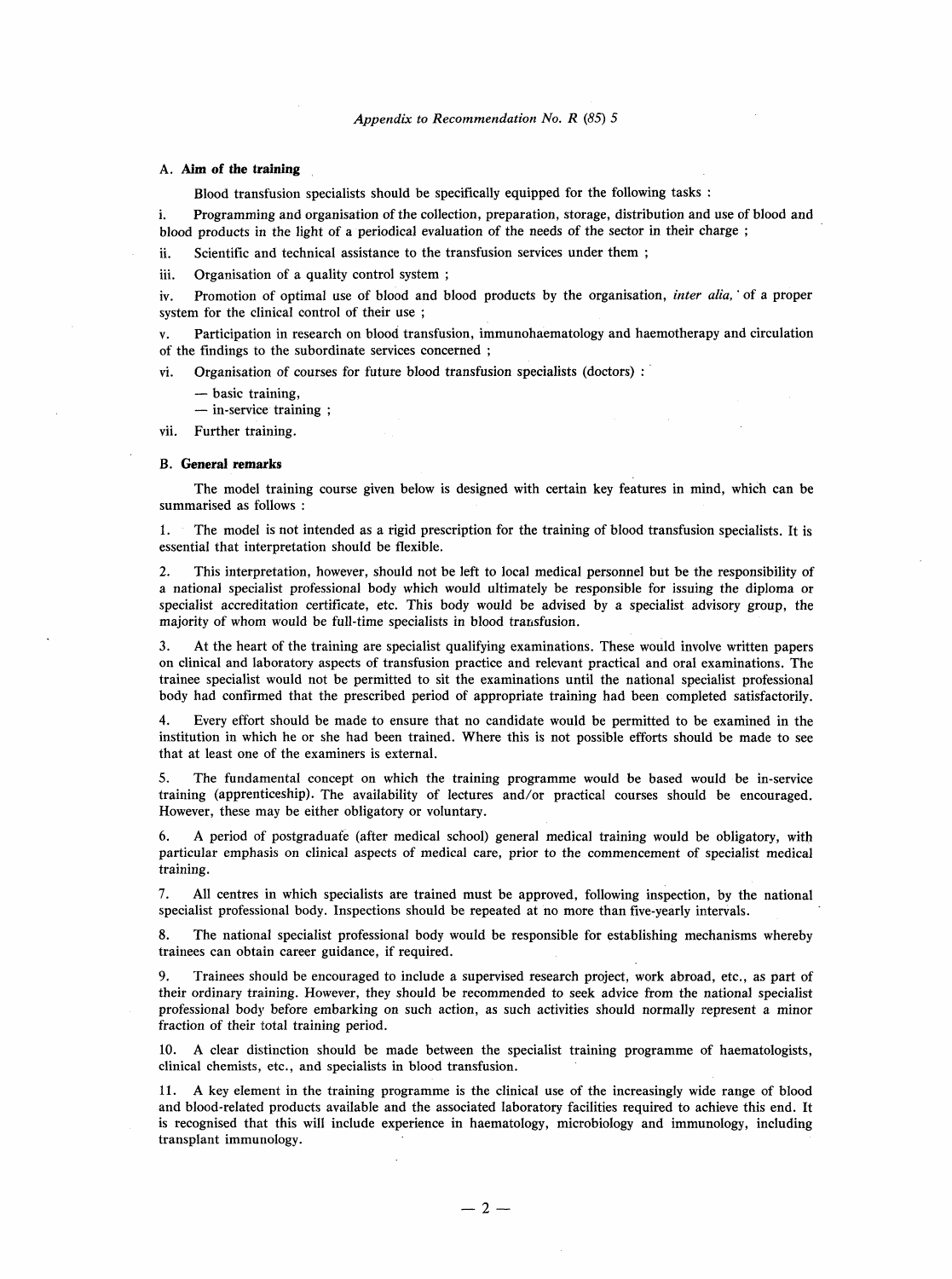*Appendix to Recommendation No. R (85) 5*

A. **Aim of the training**

Blood transfusion specialists should be specifically equipped for the following tasks :

i. Programming and organisation of the collection, preparation, storage, distribution and use of blood and blood products in the light of a periodical evaluation of the needs of the sector in their charge ;

ii. Scientific and technical assistance to the transfusion services under them ;

iii. Organisation of a quality control system ;

iv. Promotion of optimal use of blood and blood products by the organisation, *inter alia,* of a proper system for the clinical control of their use ;

v. Participation in research on blood transfusion, immunohaematology and haemotherapy and circulation of the findings to the subordinate services concerned ;

vi. Organisation of courses for future blood transfusion specialists (doctors) :

— basic training,
— in-service training ;

vii. Further training.

B. **General remarks**

The model training course given below is designed with certain key features in mind, which can be summarised as follows :

1. The model is not intended as a rigid prescription for the training of blood transfusion specialists. It is essential that interpretation should be flexible.

2. This interpretation, however, should not be left to local medical personnel but be the responsibility of a national specialist professional body which would ultimately be responsible for issuing the diploma or specialist accreditation certificate, etc. This body would be advised by a specialist advisory group, the majority of whom would be full-time specialists in blood transfusion.

3. At the heart of the training are specialist qualifying examinations. These would involve written papers on clinical and laboratory aspects of transfusion practice and relevant practical and oral examinations. The trainee specialist would not be permitted to sit the examinations until the national specialist professional body had confirmed that the prescribed period of appropriate training had been completed satisfactorily.

4. Every effort should be made to ensure that no candidate would be permitted to be examined in the institution in which he or she had been trained. Where this is not possible efforts should be made to see that at least one of the examiners is external.

5. The fundamental concept on which the training programme would be based would be in-service training (apprenticeship). The availability of lectures and/or practical courses should be encouraged. However, these may be either obligatory or voluntary.

6. A period of postgraduate (after medical school) general medical training would be obligatory, with particular emphasis on clinical aspects of medical care, prior to the commencement of specialist medical training.

7. All centres in which specialists are trained must be approved, following inspection, by the national specialist professional body. Inspections should be repeated at no more than five-yearly intervals.

8. The national specialist professional body would be responsible for establishing mechanisms whereby trainees can obtain career guidance, if required.

9. Trainees should be encouraged to include a supervised research project, work abroad, etc., as part of their ordinary training. However, they should be recommended to seek advice from the national specialist professional body before embarking on such action, as such activities should normally represent a minor fraction of their total training period.

10. A clear distinction should be made between the specialist training programme of haematologists, clinical chemists, etc., and specialists in blood transfusion.

11. A key element in the training programme is the clinical use of the increasingly wide range of blood and blood-related products available and the associated laboratory facilities required to achieve this end. It is recognised that this will include experience in haematology, microbiology and immunology, including transplant immunology.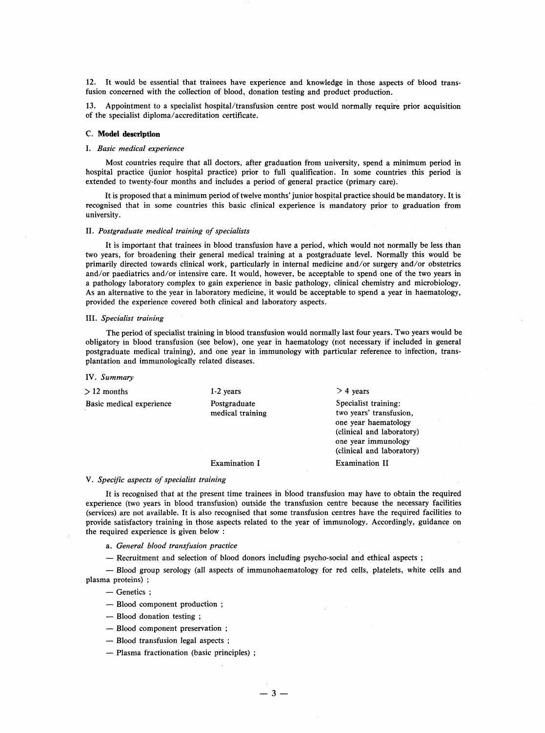12. It would be essential that trainees have experience and knowledge in those aspects of blood transfusion concerned with the collection of blood, donation testing and product production.

13. Appointment to a specialist hospital/transfusion centre post would normally require prior acquisition of the specialist diploma/accreditation certificate.

### C. Model description

#### I. *Basic medical experience*

Most countries require that all doctors, after graduation from university, spend a minimum period in hospital practice (junior hospital practice) prior to full qualification. In some countries this period is extended to twenty-four months and includes a period of general practice (primary care).

It is proposed that a minimum period of twelve months' junior hospital practice should be mandatory. It is recognised that in some countries this basic clinical experience is mandatory prior to graduation from university.

#### II. *Postgraduate medical training of specialists*

It is important that trainees in blood transfusion have a period, which would not normally be less than two years, for broadening their general medical training at a postgraduate level. Normally this would be primarily directed towards clinical work, particularly in internal medicine and/or surgery and/or obstetrics and/or paediatrics and/or intensive care. It would, however, be acceptable to spend one of the two years in a pathology laboratory complex to gain experience in basic pathology, clinical chemistry and microbiology. As an alternative to the year in laboratory medicine, it would be acceptable to spend a year in haematology, provided the experience covered both clinical and laboratory aspects.

#### III. *Specialist training*

The period of specialist training in blood transfusion would normally last four years. Two years would be obligatory in blood transfusion (see below), one year in haematology (not necessary if included in general postgraduate medical training), and one year in immunology with particular reference to infection, transplantation and immunologically related diseases.

#### IV. *Summary*

| > 12 months | 1-2 years | > 4 years |
|---|---|---|
| Basic medical experience | Postgraduate medical training | Specialist training: two years' transfusion, one year haematology (clinical and laboratory) one year immunology (clinical and laboratory) |
| | Examination I | Examination II |

#### V. *Specific aspects of specialist training*

It is recognised that at the present time trainees in blood transfusion may have to obtain the required experience (two years in blood transfusion) outside the transfusion centre because the necessary facilities (services) are not available. It is also recognised that some transfusion centres have the required facilities to provide satisfactory training in those aspects related to the year of immunology. Accordingly, guidance on the required experience is given below :

a. *General blood transfusion practice*

— Recruitment and selection of blood donors including psycho-social and ethical aspects ;

— Blood group serology (all aspects of immunohaematology for red cells, platelets, white cells and plasma proteins) ;

— Genetics ;

— Blood component production ;

— Blood donation testing ;

— Blood component preservation ;

— Blood transfusion legal aspects ;

— Plasma fractionation (basic principles) ;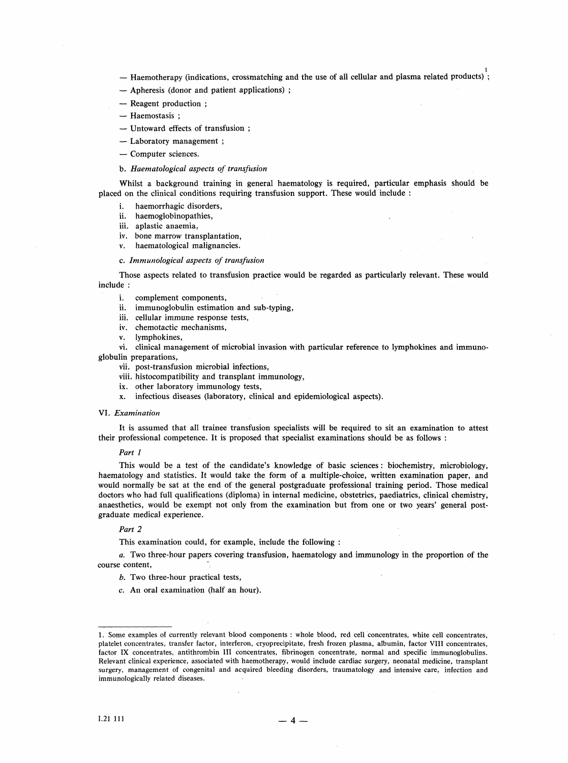— Haemotherapy (indications, crossmatching and the use of all cellular and plasma related products)[1];

— Apheresis (donor and patient applications) ;

— Reagent production ;

— Haemostasis ;

— Untoward effects of transfusion ;

— Laboratory management ;

— Computer sciences.

b. *Haematological aspects of transfusion*

Whilst a background training in general haematology is required, particular emphasis should be placed on the clinical conditions requiring transfusion support. These would include :

i. haemorrhagic disorders,
ii. haemoglobinopathies,
iii. aplastic anaemia,
iv. bone marrow transplantation,
v. haematological malignancies.

c. *Immunological aspects of transfusion*

Those aspects related to transfusion practice would be regarded as particularly relevant. These would include :

i. complement components,
ii. immunoglobulin estimation and sub-typing,
iii. cellular immune response tests,
iv. chemotactic mechanisms,
v. lymphokines,
vi. clinical management of microbial invasion with particular reference to lymphokines and immunoglobulin preparations,
vii. post-transfusion microbial infections,
viii. histocompatibility and transplant immunology,
ix. other laboratory immunology tests,
x. infectious diseases (laboratory, clinical and epidemiological aspects).

## VI. *Examination*

It is assumed that all trainee transfusion specialists will be required to sit an examination to attest their professional competence. It is proposed that specialist examinations should be as follows :

*Part 1*

This would be a test of the candidate's knowledge of basic sciences : biochemistry, microbiology, haematology and statistics. It would take the form of a multiple-choice, written examination paper, and would normally be sat at the end of the general postgraduate professional training period. Those medical doctors who had full qualifications (diploma) in internal medicine, obstetrics, paediatrics, clinical chemistry, anaesthetics, would be exempt not only from the examination but from one or two years' general postgraduate medical experience.

*Part 2*

This examination could, for example, include the following :

*a.* Two three-hour papers covering transfusion, haematology and immunology in the proportion of the course content,

*b.* Two three-hour practical tests,

*c.* An oral examination (half an hour).

---

1. Some examples of currently relevant blood components : whole blood, red cell concentrates, white cell concentrates, platelet concentrates, transfer factor, interferon, cryoprecipitate, fresh frozen plasma, albumin, factor VIII concentrates, factor IX concentrates, antithrombin III concentrates, fibrinogen concentrate, normal and specific immunoglobulins. Relevant clinical experience, associated with haemotherapy, would include cardiac surgery, neonatal medicine, transplant surgery, management of congenital and acquired bleeding disorders, traumatology and intensive care, infection and immunologically related diseases.